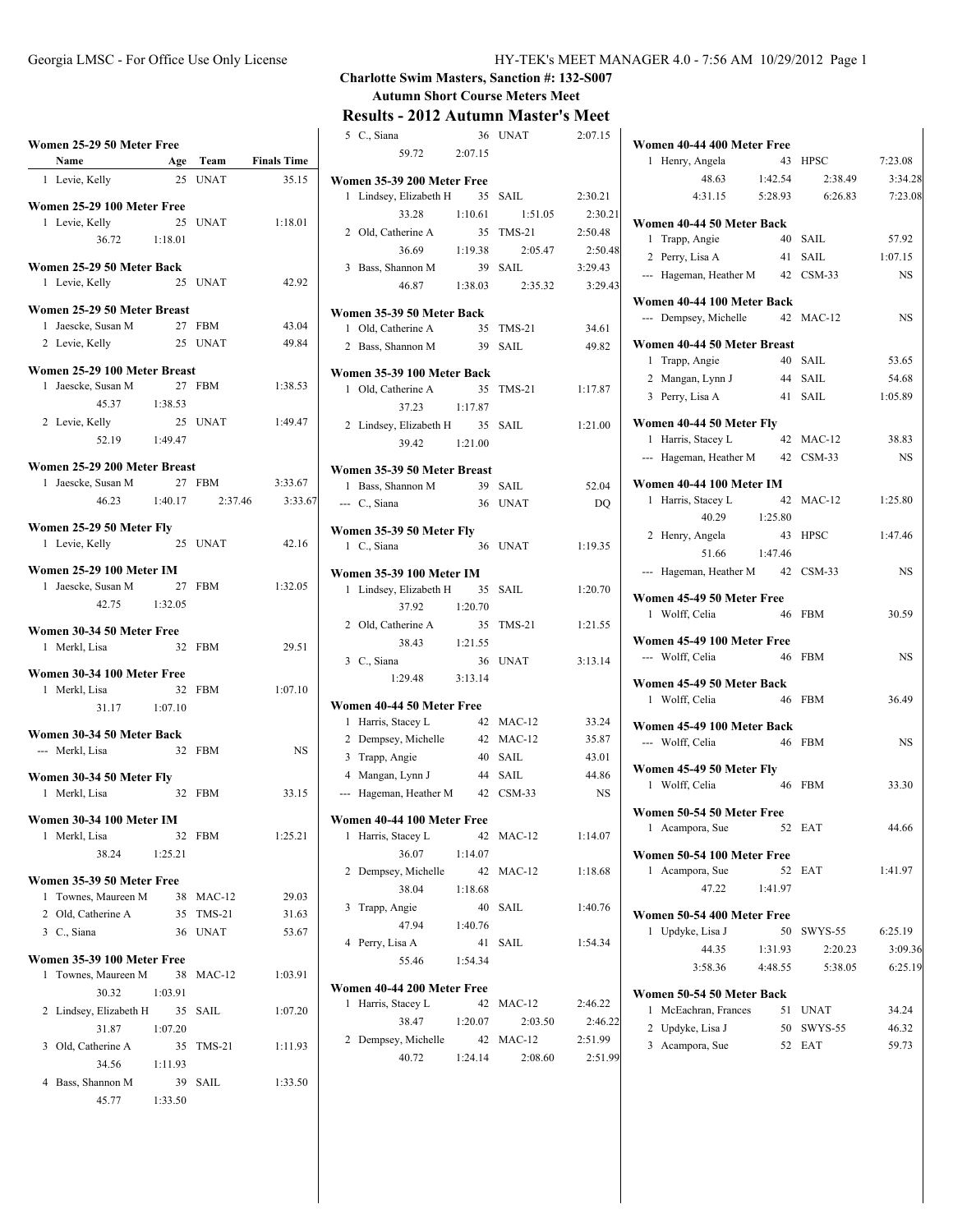**Charlotte Swim Masters, Sanction #: 132-S007**

**Autumn Short Course Meters Meet**

# Results - 2012 Autumn Master's Meet

### Women 25-29 50 Meter Free

| Name | Age | Team | Finals Time |
|---|---|---|---|
| 1 Levie, Kelly | 25 | UNAT | 35.15 |

### Women 25-29 100 Meter Free

| Name | Age | Team | Finals Time |
|---|---|---|---|
| 1 Levie, Kelly | 25 | UNAT | 1:18.01 |
| 36.72 1:18.01 | | | |

### Women 25-29 50 Meter Back

| Name | Age | Team | Finals Time |
|---|---|---|---|
| 1 Levie, Kelly | 25 | UNAT | 42.92 |

### Women 25-29 50 Meter Breast

| Name | Age | Team | Finals Time |
|---|---|---|---|
| 1 Jaescke, Susan M | 27 | FBM | 43.04 |
| 2 Levie, Kelly | 25 | UNAT | 49.84 |

### Women 25-29 100 Meter Breast

| Name | Age | Team | Finals Time |
|---|---|---|---|
| 1 Jaescke, Susan M | 27 | FBM | 1:38.53 |
| 45.37 1:38.53 | | | |
| 2 Levie, Kelly | 25 | UNAT | 1:49.47 |
| 52.19 1:49.47 | | | |

### Women 25-29 200 Meter Breast

| Name | Age | Team | Finals Time |
|---|---|---|---|
| 1 Jaescke, Susan M | 27 | FBM | 3:33.67 |
| 46.23 1:40.17 2:37.46 3:33.67 | | | |

### Women 25-29 50 Meter Fly

| Name | Age | Team | Finals Time |
|---|---|---|---|
| 1 Levie, Kelly | 25 | UNAT | 42.16 |

### Women 25-29 100 Meter IM

| Name | Age | Team | Finals Time |
|---|---|---|---|
| 1 Jaescke, Susan M | 27 | FBM | 1:32.05 |
| 42.75 1:32.05 | | | |

### Women 30-34 50 Meter Free

| Name | Age | Team | Finals Time |
|---|---|---|---|
| 1 Merkl, Lisa | 32 | FBM | 29.51 |

### Women 30-34 100 Meter Free

| Name | Age | Team | Finals Time |
|---|---|---|---|
| 1 Merkl, Lisa | 32 | FBM | 1:07.10 |
| 31.17 1:07.10 | | | |

### Women 30-34 50 Meter Back

| Name | Age | Team | Finals Time |
|---|---|---|---|
| --- Merkl, Lisa | 32 | FBM | NS |

### Women 30-34 50 Meter Fly

| Name | Age | Team | Finals Time |
|---|---|---|---|
| 1 Merkl, Lisa | 32 | FBM | 33.15 |

### Women 30-34 100 Meter IM

| Name | Age | Team | Finals Time |
|---|---|---|---|
| 1 Merkl, Lisa | 32 | FBM | 1:25.21 |
| 38.24 1:25.21 | | | |

### Women 35-39 50 Meter Free

| Name | Age | Team | Finals Time |
|---|---|---|---|
| 1 Townes, Maureen M | 38 | MAC-12 | 29.03 |
| 2 Old, Catherine A | 35 | TMS-21 | 31.63 |
| 3 C., Siana | 36 | UNAT | 53.67 |

### Women 35-39 100 Meter Free

| Name | Age | Team | Finals Time |
|---|---|---|---|
| 1 Townes, Maureen M | 38 | MAC-12 | 1:03.91 |
| 30.32 1:03.91 | | | |
| 2 Lindsey, Elizabeth H | 35 | SAIL | 1:07.20 |
| 31.87 1:07.20 | | | |
| 3 Old, Catherine A | 35 | TMS-21 | 1:11.93 |
| 34.56 1:11.93 | | | |
| 4 Bass, Shannon M | 39 | SAIL | 1:33.50 |
| 45.77 1:33.50 | | | |
| 5 C., Siana | 36 | UNAT | 2:07.15 |
| 59.72 2:07.15 | | | |

### Women 35-39 200 Meter Free

| Name | Age | Team | Finals Time |
|---|---|---|---|
| 1 Lindsey, Elizabeth H | 35 | SAIL | 2:30.21 |
| 33.28 1:10.61 1:51.05 2:30.21 | | | |
| 2 Old, Catherine A | 35 | TMS-21 | 2:50.48 |
| 36.69 1:19.38 2:05.47 2:50.48 | | | |
| 3 Bass, Shannon M | 39 | SAIL | 3:29.43 |
| 46.87 1:38.03 2:35.32 3:29.43 | | | |

### Women 35-39 50 Meter Back

| Name | Age | Team | Finals Time |
|---|---|---|---|
| 1 Old, Catherine A | 35 | TMS-21 | 34.61 |
| 2 Bass, Shannon M | 39 | SAIL | 49.82 |

### Women 35-39 100 Meter Back

| Name | Age | Team | Finals Time |
|---|---|---|---|
| 1 Old, Catherine A | 35 | TMS-21 | 1:17.87 |
| 37.23 1:17.87 | | | |
| 2 Lindsey, Elizabeth H | 35 | SAIL | 1:21.00 |
| 39.42 1:21.00 | | | |

### Women 35-39 50 Meter Breast

| Name | Age | Team | Finals Time |
|---|---|---|---|
| 1 Bass, Shannon M | 39 | SAIL | 52.04 |
| --- C., Siana | 36 | UNAT | DQ |

### Women 35-39 50 Meter Fly

| Name | Age | Team | Finals Time |
|---|---|---|---|
| 1 C., Siana | 36 | UNAT | 1:19.35 |

### Women 35-39 100 Meter IM

| Name | Age | Team | Finals Time |
|---|---|---|---|
| 1 Lindsey, Elizabeth H | 35 | SAIL | 1:20.70 |
| 37.92 1:20.70 | | | |
| 2 Old, Catherine A | 35 | TMS-21 | 1:21.55 |
| 38.43 1:21.55 | | | |
| 3 C., Siana | 36 | UNAT | 3:13.14 |
| 1:29.48 3:13.14 | | | |

### Women 40-44 50 Meter Free

| Name | Age | Team | Finals Time |
|---|---|---|---|
| 1 Harris, Stacey L | 42 | MAC-12 | 33.24 |
| 2 Dempsey, Michelle | 42 | MAC-12 | 35.87 |
| 3 Trapp, Angie | 40 | SAIL | 43.01 |
| 4 Mangan, Lynn J | 44 | SAIL | 44.86 |
| --- Hageman, Heather M | 42 | CSM-33 | NS |

### Women 40-44 100 Meter Free

| Name | Age | Team | Finals Time |
|---|---|---|---|
| 1 Harris, Stacey L | 42 | MAC-12 | 1:14.07 |
| 36.07 1:14.07 | | | |
| 2 Dempsey, Michelle | 42 | MAC-12 | 1:18.68 |
| 38.04 1:18.68 | | | |
| 3 Trapp, Angie | 40 | SAIL | 1:40.76 |
| 47.94 1:40.76 | | | |
| 4 Perry, Lisa A | 41 | SAIL | 1:54.34 |
| 55.46 1:54.34 | | | |

### Women 40-44 200 Meter Free

| Name | Age | Team | Finals Time |
|---|---|---|---|
| 1 Harris, Stacey L | 42 | MAC-12 | 2:46.22 |
| 38.47 1:20.07 2:03.50 2:46.22 | | | |
| 2 Dempsey, Michelle | 42 | MAC-12 | 2:51.99 |
| 40.72 1:24.14 2:08.60 2:51.99 | | | |

### Women 40-44 400 Meter Free

| Name | Age | Team | Finals Time |
|---|---|---|---|
| 1 Henry, Angela | 43 | HPSC | 7:23.08 |
| 48.63 1:42.54 2:38.49 3:34.28 | | | |
| 4:31.15 5:28.93 6:26.83 7:23.08 | | | |

### Women 40-44 50 Meter Back

| Name | Age | Team | Finals Time |
|---|---|---|---|
| 1 Trapp, Angie | 40 | SAIL | 57.92 |
| 2 Perry, Lisa A | 41 | SAIL | 1:07.15 |
| --- Hageman, Heather M | 42 | CSM-33 | NS |

### Women 40-44 100 Meter Back

| Name | Age | Team | Finals Time |
|---|---|---|---|
| --- Dempsey, Michelle | 42 | MAC-12 | NS |

### Women 40-44 50 Meter Breast

| Name | Age | Team | Finals Time |
|---|---|---|---|
| 1 Trapp, Angie | 40 | SAIL | 53.65 |
| 2 Mangan, Lynn J | 44 | SAIL | 54.68 |
| 3 Perry, Lisa A | 41 | SAIL | 1:05.89 |

### Women 40-44 50 Meter Fly

| Name | Age | Team | Finals Time |
|---|---|---|---|
| 1 Harris, Stacey L | 42 | MAC-12 | 38.83 |
| --- Hageman, Heather M | 42 | CSM-33 | NS |

### Women 40-44 100 Meter IM

| Name | Age | Team | Finals Time |
|---|---|---|---|
| 1 Harris, Stacey L | 42 | MAC-12 | 1:25.80 |
| 40.29 1:25.80 | | | |
| 2 Henry, Angela | 43 | HPSC | 1:47.46 |
| 51.66 1:47.46 | | | |
| --- Hageman, Heather M | 42 | CSM-33 | NS |

### Women 45-49 50 Meter Free

| Name | Age | Team | Finals Time |
|---|---|---|---|
| 1 Wolff, Celia | 46 | FBM | 30.59 |

### Women 45-49 100 Meter Free

| Name | Age | Team | Finals Time |
|---|---|---|---|
| --- Wolff, Celia | 46 | FBM | NS |

### Women 45-49 50 Meter Back

| Name | Age | Team | Finals Time |
|---|---|---|---|
| 1 Wolff, Celia | 46 | FBM | 36.49 |

### Women 45-49 100 Meter Back

| Name | Age | Team | Finals Time |
|---|---|---|---|
| --- Wolff, Celia | 46 | FBM | NS |

### Women 45-49 50 Meter Fly

| Name | Age | Team | Finals Time |
|---|---|---|---|
| 1 Wolff, Celia | 46 | FBM | 33.30 |

### Women 50-54 50 Meter Free

| Name | Age | Team | Finals Time |
|---|---|---|---|
| 1 Acampora, Sue | 52 | EAT | 44.66 |

### Women 50-54 100 Meter Free

| Name | Age | Team | Finals Time |
|---|---|---|---|
| 1 Acampora, Sue | 52 | EAT | 1:41.97 |
| 47.22 1:41.97 | | | |

### Women 50-54 400 Meter Free

| Name | Age | Team | Finals Time |
|---|---|---|---|
| 1 Updyke, Lisa J | 50 | SWYS-55 | 6:25.19 |
| 44.35 1:31.93 2:20.23 3:09.36 | | | |
| 3:58.36 4:48.55 5:38.05 6:25.19 | | | |

### Women 50-54 50 Meter Back

| Name | Age | Team | Finals Time |
|---|---|---|---|
| 1 McEachran, Frances | 51 | UNAT | 34.24 |
| 2 Updyke, Lisa J | 50 | SWYS-55 | 46.32 |
| 3 Acampora, Sue | 52 | EAT | 59.73 |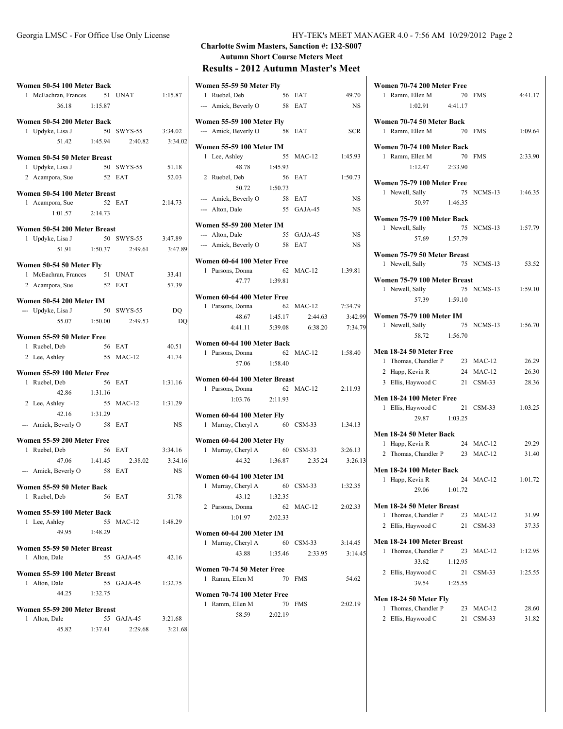**Charlotte Swim Masters, Sanction #: 132-S007**

**Autumn Short Course Meters Meet**

## Results - 2012 Autumn Master's Meet

### Women 50-54 100 Meter Back

| Place | Name | Age | Team | Time |
|---|---|---|---|---|
| 1 | McEachran, Frances | 51 | UNAT | 1:15.87 |
| | 36.18 1:15.87 | | | |

### Women 50-54 200 Meter Back

| Place | Name | Age | Team | Time |
|---|---|---|---|---|
| 1 | Updyke, Lisa J | 50 | SWYS-55 | 3:34.02 |
| | 51.42 1:45.94 2:40.82 3:34.02 | | | |

### Women 50-54 50 Meter Breast

| Place | Name | Age | Team | Time |
|---|---|---|---|---|
| 1 | Updyke, Lisa J | 50 | SWYS-55 | 51.18 |
| 2 | Acampora, Sue | 52 | EAT | 52.03 |

### Women 50-54 100 Meter Breast

| Place | Name | Age | Team | Time |
|---|---|---|---|---|
| 1 | Acampora, Sue | 52 | EAT | 2:14.73 |
| | 1:01.57 2:14.73 | | | |

### Women 50-54 200 Meter Breast

| Place | Name | Age | Team | Time |
|---|---|---|---|---|
| 1 | Updyke, Lisa J | 50 | SWYS-55 | 3:47.89 |
| | 51.91 1:50.37 2:49.61 3:47.89 | | | |

### Women 50-54 50 Meter Fly

| Place | Name | Age | Team | Time |
|---|---|---|---|---|
| 1 | McEachran, Frances | 51 | UNAT | 33.41 |
| 2 | Acampora, Sue | 52 | EAT | 57.39 |

### Women 50-54 200 Meter IM

| Place | Name | Age | Team | Time |
|---|---|---|---|---|
| --- | Updyke, Lisa J | 50 | SWYS-55 | DQ |
| | 55.07 1:50.00 2:49.53 DQ | | | |

### Women 55-59 50 Meter Free

| Place | Name | Age | Team | Time |
|---|---|---|---|---|
| 1 | Ruebel, Deb | 56 | EAT | 40.51 |
| 2 | Lee, Ashley | 55 | MAC-12 | 41.74 |

### Women 55-59 100 Meter Free

| Place | Name | Age | Team | Time |
|---|---|---|---|---|
| 1 | Ruebel, Deb | 56 | EAT | 1:31.16 |
| | 42.86 1:31.16 | | | |
| 2 | Lee, Ashley | 55 | MAC-12 | 1:31.29 |
| | 42.16 1:31.29 | | | |
| --- | Amick, Beverly O | 58 | EAT | NS |

### Women 55-59 200 Meter Free

| Place | Name | Age | Team | Time |
|---|---|---|---|---|
| 1 | Ruebel, Deb | 56 | EAT | 3:34.16 |
| | 47.06 1:41.45 2:38.02 3:34.16 | | | |
| --- | Amick, Beverly O | 58 | EAT | NS |

### Women 55-59 50 Meter Back

| Place | Name | Age | Team | Time |
|---|---|---|---|---|
| 1 | Ruebel, Deb | 56 | EAT | 51.78 |

### Women 55-59 100 Meter Back

| Place | Name | Age | Team | Time |
|---|---|---|---|---|
| 1 | Lee, Ashley | 55 | MAC-12 | 1:48.29 |
| | 49.95 1:48.29 | | | |

### Women 55-59 50 Meter Breast

| Place | Name | Age | Team | Time |
|---|---|---|---|---|
| 1 | Alton, Dale | 55 | GAJA-45 | 42.16 |

### Women 55-59 100 Meter Breast

| Place | Name | Age | Team | Time |
|---|---|---|---|---|
| 1 | Alton, Dale | 55 | GAJA-45 | 1:32.75 |
| | 44.25 1:32.75 | | | |

### Women 55-59 200 Meter Breast

| Place | Name | Age | Team | Time |
|---|---|---|---|---|
| 1 | Alton, Dale | 55 | GAJA-45 | 3:21.68 |
| | 45.82 1:37.41 2:29.68 3:21.68 | | | |

### Women 55-59 50 Meter Fly

| Place | Name | Age | Team | Time |
|---|---|---|---|---|
| 1 | Ruebel, Deb | 56 | EAT | 49.70 |
| --- | Amick, Beverly O | 58 | EAT | NS |

### Women 55-59 100 Meter Fly

| Place | Name | Age | Team | Time |
|---|---|---|---|---|
| --- | Amick, Beverly O | 58 | EAT | SCR |

### Women 55-59 100 Meter IM

| Place | Name | Age | Team | Time |
|---|---|---|---|---|
| 1 | Lee, Ashley | 55 | MAC-12 | 1:45.93 |
| | 48.78 1:45.93 | | | |
| 2 | Ruebel, Deb | 56 | EAT | 1:50.73 |
| | 50.72 1:50.73 | | | |
| --- | Amick, Beverly O | 58 | EAT | NS |
| --- | Alton, Dale | 55 | GAJA-45 | NS |

### Women 55-59 200 Meter IM

| Place | Name | Age | Team | Time |
|---|---|---|---|---|
| --- | Alton, Dale | 55 | GAJA-45 | NS |
| --- | Amick, Beverly O | 58 | EAT | NS |

### Women 60-64 100 Meter Free

| Place | Name | Age | Team | Time |
|---|---|---|---|---|
| 1 | Parsons, Donna | 62 | MAC-12 | 1:39.81 |
| | 47.77 1:39.81 | | | |

### Women 60-64 400 Meter Free

| Place | Name | Age | Team | Time |
|---|---|---|---|---|
| 1 | Parsons, Donna | 62 | MAC-12 | 7:34.79 |
| | 48.67 1:45.17 2:44.63 3:42.99 | | | |
| | 4:41.11 5:39.08 6:38.20 7:34.79 | | | |

### Women 60-64 100 Meter Back

| Place | Name | Age | Team | Time |
|---|---|---|---|---|
| 1 | Parsons, Donna | 62 | MAC-12 | 1:58.40 |
| | 57.06 1:58.40 | | | |

### Women 60-64 100 Meter Breast

| Place | Name | Age | Team | Time |
|---|---|---|---|---|
| 1 | Parsons, Donna | 62 | MAC-12 | 2:11.93 |
| | 1:03.76 2:11.93 | | | |

### Women 60-64 100 Meter Fly

| Place | Name | Age | Team | Time |
|---|---|---|---|---|
| 1 | Murray, Cheryl A | 60 | CSM-33 | 1:34.13 |

### Women 60-64 200 Meter Fly

| Place | Name | Age | Team | Time |
|---|---|---|---|---|
| 1 | Murray, Cheryl A | 60 | CSM-33 | 3:26.13 |
| | 44.32 1:36.87 2:35.24 3:26.13 | | | |

### Women 60-64 100 Meter IM

| Place | Name | Age | Team | Time |
|---|---|---|---|---|
| 1 | Murray, Cheryl A | 60 | CSM-33 | 1:32.35 |
| | 43.12 1:32.35 | | | |
| 2 | Parsons, Donna | 62 | MAC-12 | 2:02.33 |
| | 1:01.97 2:02.33 | | | |

### Women 60-64 200 Meter IM

| Place | Name | Age | Team | Time |
|---|---|---|---|---|
| 1 | Murray, Cheryl A | 60 | CSM-33 | 3:14.45 |
| | 43.88 1:35.46 2:33.95 3:14.45 | | | |

### Women 70-74 50 Meter Free

| Place | Name | Age | Team | Time |
|---|---|---|---|---|
| 1 | Ramm, Ellen M | 70 | FMS | 54.62 |

### Women 70-74 100 Meter Free

| Place | Name | Age | Team | Time |
|---|---|---|---|---|
| 1 | Ramm, Ellen M | 70 | FMS | 2:02.19 |
| | 58.59 2:02.19 | | | |

### Women 70-74 200 Meter Free

| Place | Name | Age | Team | Time |
|---|---|---|---|---|
| 1 | Ramm, Ellen M | 70 | FMS | 4:41.17 |
| | 1:02.91 4:41.17 | | | |

### Women 70-74 50 Meter Back

| Place | Name | Age | Team | Time |
|---|---|---|---|---|
| 1 | Ramm, Ellen M | 70 | FMS | 1:09.64 |

### Women 70-74 100 Meter Back

| Place | Name | Age | Team | Time |
|---|---|---|---|---|
| 1 | Ramm, Ellen M | 70 | FMS | 2:33.90 |
| | 1:12.47 2:33.90 | | | |

### Women 75-79 100 Meter Free

| Place | Name | Age | Team | Time |
|---|---|---|---|---|
| 1 | Newell, Sally | 75 | NCMS-13 | 1:46.35 |
| | 50.97 1:46.35 | | | |

### Women 75-79 100 Meter Back

| Place | Name | Age | Team | Time |
|---|---|---|---|---|
| 1 | Newell, Sally | 75 | NCMS-13 | 1:57.79 |
| | 57.69 1:57.79 | | | |

### Women 75-79 50 Meter Breast

| Place | Name | Age | Team | Time |
|---|---|---|---|---|
| 1 | Newell, Sally | 75 | NCMS-13 | 53.52 |

### Women 75-79 100 Meter Breast

| Place | Name | Age | Team | Time |
|---|---|---|---|---|
| 1 | Newell, Sally | 75 | NCMS-13 | 1:59.10 |
| | 57.39 1:59.10 | | | |

### Women 75-79 100 Meter IM

| Place | Name | Age | Team | Time |
|---|---|---|---|---|
| 1 | Newell, Sally | 75 | NCMS-13 | 1:56.70 |
| | 58.72 1:56.70 | | | |

### Men 18-24 50 Meter Free

| Place | Name | Age | Team | Time |
|---|---|---|---|---|
| 1 | Thomas, Chandler P | 23 | MAC-12 | 26.29 |
| 2 | Happ, Kevin R | 24 | MAC-12 | 26.30 |
| 3 | Ellis, Haywood C | 21 | CSM-33 | 28.36 |

### Men 18-24 100 Meter Free

| Place | Name | Age | Team | Time |
|---|---|---|---|---|
| 1 | Ellis, Haywood C | 21 | CSM-33 | 1:03.25 |
| | 29.87 1:03.25 | | | |

### Men 18-24 50 Meter Back

| Place | Name | Age | Team | Time |
|---|---|---|---|---|
| 1 | Happ, Kevin R | 24 | MAC-12 | 29.29 |
| 2 | Thomas, Chandler P | 23 | MAC-12 | 31.40 |

### Men 18-24 100 Meter Back

| Place | Name | Age | Team | Time |
|---|---|---|---|---|
| 1 | Happ, Kevin R | 24 | MAC-12 | 1:01.72 |
| | 29.06 1:01.72 | | | |

### Men 18-24 50 Meter Breast

| Place | Name | Age | Team | Time |
|---|---|---|---|---|
| 1 | Thomas, Chandler P | 23 | MAC-12 | 31.99 |
| 2 | Ellis, Haywood C | 21 | CSM-33 | 37.35 |

### Men 18-24 100 Meter Breast

| Place | Name | Age | Team | Time |
|---|---|---|---|---|
| 1 | Thomas, Chandler P | 23 | MAC-12 | 1:12.95 |
| | 33.62 1:12.95 | | | |
| 2 | Ellis, Haywood C | 21 | CSM-33 | 1:25.55 |
| | 39.54 1:25.55 | | | |

### Men 18-24 50 Meter Fly

| Place | Name | Age | Team | Time |
|---|---|---|---|---|
| 1 | Thomas, Chandler P | 23 | MAC-12 | 28.60 |
| 2 | Ellis, Haywood C | 21 | CSM-33 | 31.82 |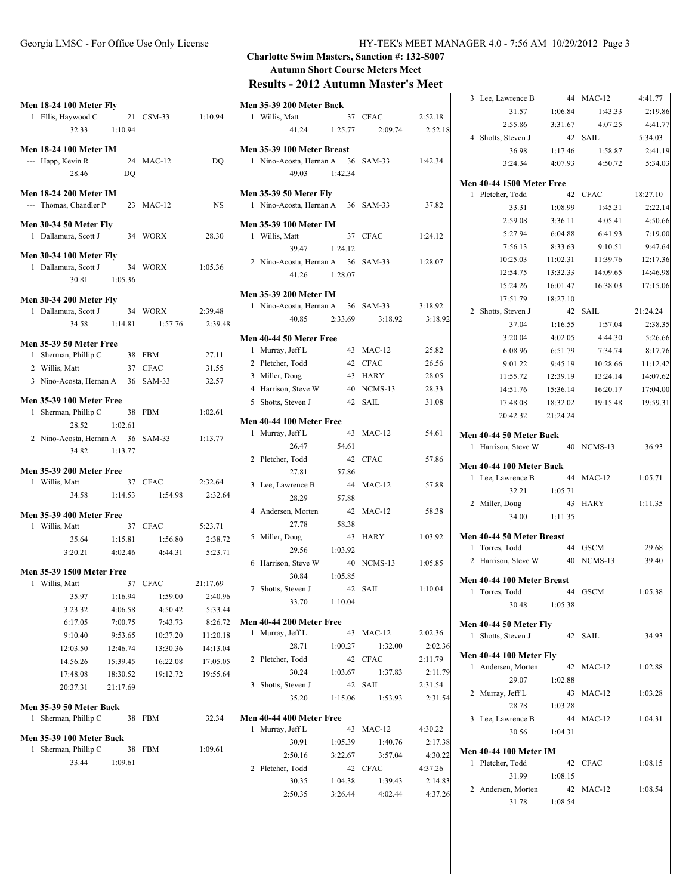**Charlotte Swim Masters, Sanction #: 132-S007**

**Autumn Short Course Meters Meet**

## Results - 2012 Autumn Master's Meet

**Men 18-24 100 Meter Fly**

1 Ellis, Haywood C 21 CSM-33 1:10.94
32.33 1:10.94

**Men 18-24 100 Meter IM**

--- Happ, Kevin R 24 MAC-12 DQ
28.46 DQ

**Men 18-24 200 Meter IM**

--- Thomas, Chandler P 23 MAC-12 NS

**Men 30-34 50 Meter Fly**

1 Dallamura, Scott J 34 WORX 28.30

**Men 30-34 100 Meter Fly**

1 Dallamura, Scott J 34 WORX 1:05.36
30.81 1:05.36

**Men 30-34 200 Meter Fly**

1 Dallamura, Scott J 34 WORX 2:39.48
34.58 1:14.81 1:57.76 2:39.48

**Men 35-39 50 Meter Free**

1 Sherman, Phillip C 38 FBM 27.11
2 Willis, Matt 37 CFAC 31.55
3 Nino-Acosta, Hernan A 36 SAM-33 32.57

**Men 35-39 100 Meter Free**

1 Sherman, Phillip C 38 FBM 1:02.61
28.52 1:02.61
2 Nino-Acosta, Hernan A 36 SAM-33 1:13.77
34.82 1:13.77

**Men 35-39 200 Meter Free**

1 Willis, Matt 37 CFAC 2:32.64
34.58 1:14.53 1:54.98 2:32.64

**Men 35-39 400 Meter Free**

1 Willis, Matt 37 CFAC 5:23.71
35.64 1:15.81 1:56.80 2:38.72
3:20.21 4:02.46 4:44.31 5:23.71

**Men 35-39 1500 Meter Free**

1 Willis, Matt 37 CFAC 21:17.69
35.97 1:16.94 1:59.00 2:40.96
3:23.32 4:06.58 4:50.42 5:33.44
6:17.05 7:00.75 7:43.73 8:26.72
9:10.40 9:53.65 10:37.20 11:20.18
12:03.50 12:46.74 13:30.36 14:13.04
14:56.26 15:39.45 16:22.08 17:05.05
17:48.08 18:30.52 19:12.72 19:55.64
20:37.31 21:17.69

**Men 35-39 50 Meter Back**

1 Sherman, Phillip C 38 FBM 32.34

**Men 35-39 100 Meter Back**

1 Sherman, Phillip C 38 FBM 1:09.61
33.44 1:09.61

**Men 35-39 200 Meter Back**

1 Willis, Matt 37 CFAC 2:52.18
41.24 1:25.77 2:09.74 2:52.18

**Men 35-39 100 Meter Breast**

1 Nino-Acosta, Hernan A 36 SAM-33 1:42.34
49.03 1:42.34

**Men 35-39 50 Meter Fly**

1 Nino-Acosta, Hernan A 36 SAM-33 37.82

**Men 35-39 100 Meter IM**

1 Willis, Matt 37 CFAC 1:24.12
39.47 1:24.12
2 Nino-Acosta, Hernan A 36 SAM-33 1:28.07
41.26 1:28.07

**Men 35-39 200 Meter IM**

1 Nino-Acosta, Hernan A 36 SAM-33 3:18.92
40.85 2:33.69 3:18.92 3:18.92

**Men 40-44 50 Meter Free**

1 Murray, Jeff L 43 MAC-12 25.82
2 Pletcher, Todd 42 CFAC 26.56
3 Miller, Doug 43 HARY 28.05
4 Harrison, Steve W 40 NCMS-13 28.33
5 Shotts, Steven J 42 SAIL 31.08

**Men 40-44 100 Meter Free**

1 Murray, Jeff L 43 MAC-12 54.61
26.47 54.61
2 Pletcher, Todd 42 CFAC 57.86
27.81 57.86
3 Lee, Lawrence B 44 MAC-12 57.88
28.29 57.88
4 Andersen, Morten 42 MAC-12 58.38
27.78 58.38
5 Miller, Doug 43 HARY 1:03.92
29.56 1:03.92
6 Harrison, Steve W 40 NCMS-13 1:05.85
30.84 1:05.85
7 Shotts, Steven J 42 SAIL 1:10.04
33.70 1:10.04

**Men 40-44 200 Meter Free**

1 Murray, Jeff L 43 MAC-12 2:02.36
28.71 1:00.27 1:32.00 2:02.36
2 Pletcher, Todd 42 CFAC 2:11.79
30.24 1:03.67 1:37.83 2:11.79
3 Shotts, Steven J 42 SAIL 2:31.54
35.20 1:15.06 1:53.93 2:31.54

**Men 40-44 400 Meter Free**

1 Murray, Jeff L 43 MAC-12 4:30.22
30.91 1:05.39 1:40.76 2:17.38
2:50.16 3:22.67 3:57.04 4:30.22
2 Pletcher, Todd 42 CFAC 4:37.26
30.35 1:04.38 1:39.43 2:14.83
2:50.35 3:26.44 4:02.44 4:37.26
3 Lee, Lawrence B 44 MAC-12 4:41.77
31.57 1:06.84 1:43.33 2:19.86
2:55.86 3:31.67 4:07.25 4:41.77
4 Shotts, Steven J 42 SAIL 5:34.03
36.98 1:17.46 1:58.87 2:41.19
3:24.34 4:07.93 4:50.72 5:34.03

**Men 40-44 1500 Meter Free**

1 Pletcher, Todd 42 CFAC 18:27.10
33.31 1:08.99 1:45.31 2:22.14
2:59.08 3:36.11 4:05.41 4:50.66
5:27.94 6:04.88 6:41.93 7:19.00
7:56.13 8:33.63 9:10.51 9:47.64
10:25.03 11:02.31 11:39.76 12:17.36
12:54.75 13:32.33 14:09.65 14:46.98
15:24.26 16:01.47 16:38.03 17:15.06
17:51.79 18:27.10
2 Shotts, Steven J 42 SAIL 21:24.24
37.04 1:16.55 1:57.04 2:38.35
3:20.04 4:02.05 4:44.30 5:26.66
6:08.96 6:51.79 7:34.74 8:17.76
9:01.22 9:45.19 10:28.66 11:12.42
11:55.72 12:39.19 13:24.14 14:07.62
14:51.76 15:36.14 16:20.17 17:04.00
17:48.08 18:32.02 19:15.48 19:59.31
20:42.32 21:24.24

**Men 40-44 50 Meter Back**

1 Harrison, Steve W 40 NCMS-13 36.93

**Men 40-44 100 Meter Back**

1 Lee, Lawrence B 44 MAC-12 1:05.71
32.21 1:05.71
2 Miller, Doug 43 HARY 1:11.35
34.00 1:11.35

**Men 40-44 50 Meter Breast**

1 Torres, Todd 44 GSCM 29.68
2 Harrison, Steve W 40 NCMS-13 39.40

**Men 40-44 100 Meter Breast**

1 Torres, Todd 44 GSCM 1:05.38
30.48 1:05.38

**Men 40-44 50 Meter Fly**

1 Shotts, Steven J 42 SAIL 34.93

**Men 40-44 100 Meter Fly**

1 Andersen, Morten 42 MAC-12 1:02.88
29.07 1:02.88
2 Murray, Jeff L 43 MAC-12 1:03.28
28.78 1:03.28
3 Lee, Lawrence B 44 MAC-12 1:04.31
30.56 1:04.31

**Men 40-44 100 Meter IM**

1 Pletcher, Todd 42 CFAC 1:08.15
31.99 1:08.15
2 Andersen, Morten 42 MAC-12 1:08.54
31.78 1:08.54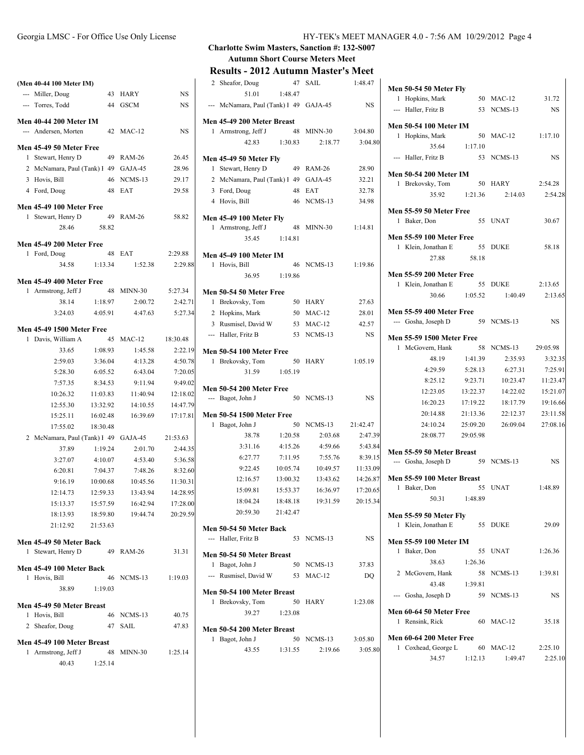**Charlotte Swim Masters, Sanction #: 132-S007**

**Autumn Short Course Meters Meet**

## Results - 2012 Autumn Master's Meet

**(Men 40-44 100 Meter IM)**

```
 --- Miller, Doug               43 HARY            NS
 --- Torres, Todd               44 GSCM            NS
```

**Men 40-44 200 Meter IM**

```
 --- Andersen, Morten           42 MAC-12          NS
```

**Men 45-49 50 Meter Free**

```
   1 Stewart, Henry D           49 RAM-26       26.45
   2 McNamara, Paul (Tank) I    49 GAJA-45      28.96
   3 Hovis, Bill                46 NCMS-13      29.17
   4 Ford, Doug                 48 EAT          29.58
```

**Men 45-49 100 Meter Free**

```
   1 Stewart, Henry D           49 RAM-26       58.82
        28.46      58.82
```

**Men 45-49 200 Meter Free**

```
   1 Ford, Doug                 48 EAT        2:29.88
        34.58    1:13.34    1:52.38    2:29.88
```

**Men 45-49 400 Meter Free**

```
   1 Armstrong, Jeff J          48 MINN-30    5:27.34
        38.14    1:18.97    2:00.72    2:42.71
      3:24.03    4:05.91    4:47.63    5:27.34
```

**Men 45-49 1500 Meter Free**

```
   1 Davis, William A           45 MAC-12    18:30.48
        33.65    1:08.93    1:45.58    2:22.19
      2:59.03    3:36.04    4:13.28    4:50.78
      5:28.30    6:05.52    6:43.04    7:20.05
      7:57.35    8:34.53    9:11.94    9:49.02
     10:26.32   11:03.83   11:40.94   12:18.02
     12:55.30   13:32.92   14:10.55   14:47.79
     15:25.11   16:02.48   16:39.69   17:17.81
     17:55.02   18:30.48
   2 McNamara, Paul (Tank) I    49 GAJA-45   21:53.63
        37.89    1:19.24    2:01.70    2:44.35
      3:27.07    4:10.07    4:53.40    5:36.58
      6:20.81    7:04.37    7:48.26    8:32.60
      9:16.19   10:00.68   10:45.56   11:30.31
     12:14.73   12:59.33   13:43.94   14:28.95
     15:13.37   15:57.59   16:42.94   17:28.00
     18:13.93   18:59.80   19:44.74   20:29.59
     21:12.92   21:53.63
```

**Men 45-49 50 Meter Back**

```
   1 Stewart, Henry D           49 RAM-26       31.31
```

**Men 45-49 100 Meter Back**

```
   1 Hovis, Bill                46 NCMS-13    1:19.03
        38.89    1:19.03
```

**Men 45-49 50 Meter Breast**

```
   1 Hovis, Bill                46 NCMS-13      40.75
   2 Sheafor, Doug              47 SAIL         47.83
```

**Men 45-49 100 Meter Breast**

```
   1 Armstrong, Jeff J          48 MINN-30    1:25.14
        40.43    1:25.14
   2 Sheafor, Doug              47 SAIL       1:48.47
        51.01    1:48.47
 --- McNamara, Paul (Tank) I    49 GAJA-45         NS
```

**Men 45-49 200 Meter Breast**

```
   1 Armstrong, Jeff J          48 MINN-30    3:04.80
        42.83    1:30.83    2:18.77    3:04.80
```

**Men 45-49 50 Meter Fly**

```
   1 Stewart, Henry D           49 RAM-26       28.90
   2 McNamara, Paul (Tank) I    49 GAJA-45      32.21
   3 Ford, Doug                 48 EAT          32.78
   4 Hovis, Bill                46 NCMS-13      34.98
```

**Men 45-49 100 Meter Fly**

```
   1 Armstrong, Jeff J          48 MINN-30    1:14.81
        35.45    1:14.81
```

**Men 45-49 100 Meter IM**

```
   1 Hovis, Bill                46 NCMS-13    1:19.86
        36.95    1:19.86
```

**Men 50-54 50 Meter Free**

```
   1 Brekovsky, Tom             50 HARY         27.63
   2 Hopkins, Mark              50 MAC-12       28.01
   3 Rusmisel, David W          53 MAC-12       42.57
 --- Haller, Fritz B            53 NCMS-13         NS
```

**Men 50-54 100 Meter Free**

```
   1 Brekovsky, Tom             50 HARY       1:05.19
        31.59    1:05.19
```

**Men 50-54 200 Meter Free**

```
 --- Bagot, John J              50 NCMS-13         NS
```

**Men 50-54 1500 Meter Free**

```
   1 Bagot, John J              50 NCMS-13   21:42.47
        38.78    1:20.58    2:03.68    2:47.39
      3:31.16    4:15.26    4:59.66    5:43.84
      6:27.77    7:11.95    7:55.76    8:39.15
      9:22.45   10:05.74   10:49.57   11:33.09
     12:16.57   13:00.32   13:43.62   14:26.87
     15:09.81   15:53.37   16:36.97   17:20.65
     18:04.24   18:48.18   19:31.59   20:15.34
     20:59.30   21:42.47
```

**Men 50-54 50 Meter Back**

```
 --- Haller, Fritz B            53 NCMS-13         NS
```

**Men 50-54 50 Meter Breast**

```
   1 Bagot, John J              50 NCMS-13      37.83
 --- Rusmisel, David W          53 MAC-12          DQ
```

**Men 50-54 100 Meter Breast**

```
   1 Brekovsky, Tom             50 HARY       1:23.08
        39.27    1:23.08
```

**Men 50-54 200 Meter Breast**

```
   1 Bagot, John J              50 NCMS-13    3:05.80
        43.55    1:31.55    2:19.66    3:05.80
```

**Men 50-54 50 Meter Fly**

```
   1 Hopkins, Mark              50 MAC-12       31.72
 --- Haller, Fritz B            53 NCMS-13         NS
```

**Men 50-54 100 Meter IM**

```
   1 Hopkins, Mark              50 MAC-12     1:17.10
        35.64    1:17.10
 --- Haller, Fritz B            53 NCMS-13         NS
```

**Men 50-54 200 Meter IM**

```
   1 Brekovsky, Tom             50 HARY       2:54.28
        35.92    1:21.36    2:14.03    2:54.28
```

**Men 55-59 50 Meter Free**

```
   1 Baker, Don                 55 UNAT         30.67
```

**Men 55-59 100 Meter Free**

```
   1 Klein, Jonathan E          55 DUKE         58.18
        27.88      58.18
```

**Men 55-59 200 Meter Free**

```
   1 Klein, Jonathan E          55 DUKE       2:13.65
        30.66    1:05.52    1:40.49    2:13.65
```

**Men 55-59 400 Meter Free**

```
 --- Gosha, Joseph D            59 NCMS-13         NS
```

**Men 55-59 1500 Meter Free**

```
   1 McGovern, Hank             58 NCMS-13   29:05.98
        48.19    1:41.39    2:35.93    3:32.35
      4:29.59    5:28.13    6:27.31    7:25.91
      8:25.12    9:23.71   10:23.47   11:23.47
     12:23.05   13:22.37   14:22.02   15:21.07
     16:20.23   17:19.22   18:17.79   19:16.66
     20:14.88   21:13.36   22:12.37   23:11.58
     24:10.24   25:09.20   26:09.04   27:08.16
     28:08.77   29:05.98
```

**Men 55-59 50 Meter Breast**

```
 --- Gosha, Joseph D            59 NCMS-13         NS
```

**Men 55-59 100 Meter Breast**

```
   1 Baker, Don                 55 UNAT       1:48.89
        50.31    1:48.89
```

**Men 55-59 50 Meter Fly**

```
   1 Klein, Jonathan E          55 DUKE         29.09
```

**Men 55-59 100 Meter IM**

```
   1 Baker, Don                 55 UNAT       1:26.36
        38.63    1:26.36
   2 McGovern, Hank             58 NCMS-13    1:39.81
        43.48    1:39.81
 --- Gosha, Joseph D            59 NCMS-13         NS
```

**Men 60-64 50 Meter Free**

```
   1 Rensink, Rick              60 MAC-12       35.18
```

**Men 60-64 200 Meter Free**

```
   1 Coxhead, George L          60 MAC-12     2:25.10
        34.57    1:12.13    1:49.47    2:25.10
```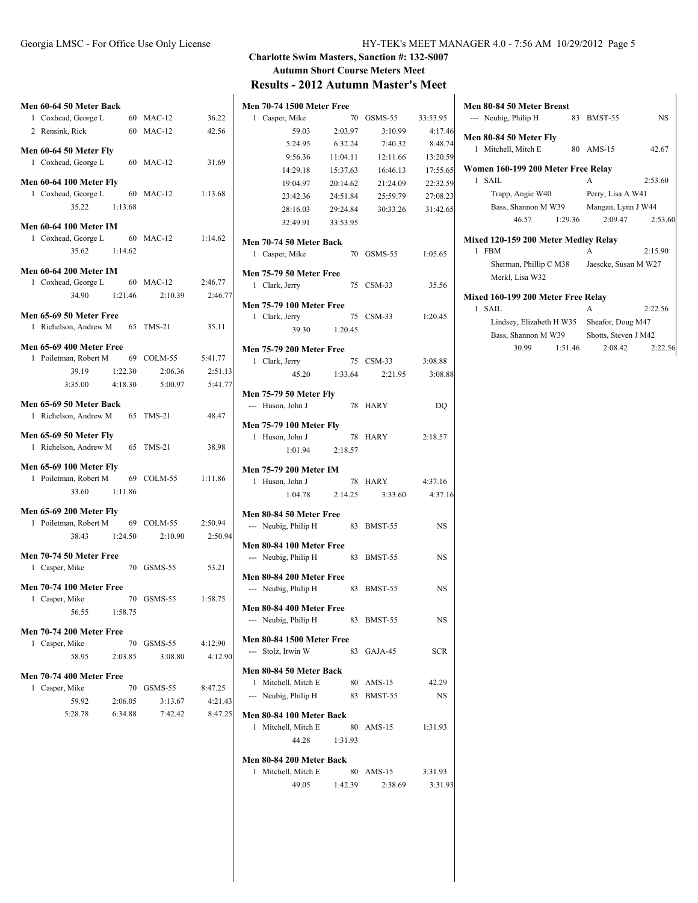**Charlotte Swim Masters, Sanction #: 132-S007**

**Autumn Short Course Meters Meet**

## Results - 2012 Autumn Master's Meet

**Men 60-64 50 Meter Back**

| | | | | |
|---|---|---|---|---|
| 1 | Coxhead, George L | 60 | MAC-12 | 36.22 |
| 2 | Rensink, Rick | 60 | MAC-12 | 42.56 |

**Men 60-64 50 Meter Fly**

| | | | | |
|---|---|---|---|---|
| 1 | Coxhead, George L | 60 | MAC-12 | 31.69 |

**Men 60-64 100 Meter Fly**

| | | | | |
|---|---|---|---|---|
| 1 | Coxhead, George L | 60 | MAC-12 | 1:13.68 |

35.22 1:13.68

**Men 60-64 100 Meter IM**

| | | | | |
|---|---|---|---|---|
| 1 | Coxhead, George L | 60 | MAC-12 | 1:14.62 |

35.62 1:14.62

**Men 60-64 200 Meter IM**

| | | | | |
|---|---|---|---|---|
| 1 | Coxhead, George L | 60 | MAC-12 | 2:46.77 |

34.90 1:21.46 2:10.39 2:46.77

**Men 65-69 50 Meter Free**

| | | | | |
|---|---|---|---|---|
| 1 | Richelson, Andrew M | 65 | TMS-21 | 35.11 |

**Men 65-69 400 Meter Free**

| | | | | |
|---|---|---|---|---|
| 1 | Poiletman, Robert M | 69 | COLM-55 | 5:41.77 |

39.19 1:22.30 2:06.36 2:51.13
3:35.00 4:18.30 5:00.97 5:41.77

**Men 65-69 50 Meter Back**

| | | | | |
|---|---|---|---|---|
| 1 | Richelson, Andrew M | 65 | TMS-21 | 48.47 |

**Men 65-69 50 Meter Fly**

| | | | | |
|---|---|---|---|---|
| 1 | Richelson, Andrew M | 65 | TMS-21 | 38.98 |

**Men 65-69 100 Meter Fly**

| | | | | |
|---|---|---|---|---|
| 1 | Poiletman, Robert M | 69 | COLM-55 | 1:11.86 |

33.60 1:11.86

**Men 65-69 200 Meter Fly**

| | | | | |
|---|---|---|---|---|
| 1 | Poiletman, Robert M | 69 | COLM-55 | 2:50.94 |

38.43 1:24.50 2:10.90 2:50.94

**Men 70-74 50 Meter Free**

| | | | | |
|---|---|---|---|---|
| 1 | Casper, Mike | 70 | GSMS-55 | 53.21 |

**Men 70-74 100 Meter Free**

| | | | | |
|---|---|---|---|---|
| 1 | Casper, Mike | 70 | GSMS-55 | 1:58.75 |

56.55 1:58.75

**Men 70-74 200 Meter Free**

| | | | | |
|---|---|---|---|---|
| 1 | Casper, Mike | 70 | GSMS-55 | 4:12.90 |

58.95 2:03.85 3:08.80 4:12.90

**Men 70-74 400 Meter Free**

| | | | | |
|---|---|---|---|---|
| 1 | Casper, Mike | 70 | GSMS-55 | 8:47.25 |

59.92 2:06.05 3:13.67 4:21.43
5:28.78 6:34.88 7:42.42 8:47.25

**Men 70-74 1500 Meter Free**

| | | | | |
|---|---|---|---|---|
| 1 | Casper, Mike | 70 | GSMS-55 | 33:53.95 |

59.03 2:03.97 3:10.99 4:17.46
5:24.95 6:32.24 7:40.32 8:48.74
9:56.36 11:04.11 12:11.66 13:20.59
14:29.18 15:37.63 16:46.13 17:55.65
19:04.97 20:14.62 21:24.09 22:32.59
23:42.36 24:51.84 25:59.79 27:08.23
28:16.03 29:24.84 30:33.26 31:42.65
32:49.91 33:53.95

**Men 70-74 50 Meter Back**

| | | | | |
|---|---|---|---|---|
| 1 | Casper, Mike | 70 | GSMS-55 | 1:05.65 |

**Men 75-79 50 Meter Free**

| | | | | |
|---|---|---|---|---|
| 1 | Clark, Jerry | 75 | CSM-33 | 35.56 |

**Men 75-79 100 Meter Free**

| | | | | |
|---|---|---|---|---|
| 1 | Clark, Jerry | 75 | CSM-33 | 1:20.45 |

39.30 1:20.45

**Men 75-79 200 Meter Free**

| | | | | |
|---|---|---|---|---|
| 1 | Clark, Jerry | 75 | CSM-33 | 3:08.88 |

45.20 1:33.64 2:21.95 3:08.88

**Men 75-79 50 Meter Fly**

| | | | | |
|---|---|---|---|---|
| --- | Huson, John J | 78 | HARY | DQ |

**Men 75-79 100 Meter Fly**

| | | | | |
|---|---|---|---|---|
| 1 | Huson, John J | 78 | HARY | 2:18.57 |

1:01.94 2:18.57

**Men 75-79 200 Meter IM**

| | | | | |
|---|---|---|---|---|
| 1 | Huson, John J | 78 | HARY | 4:37.16 |

1:04.78 2:14.25 3:33.60 4:37.16

**Men 80-84 50 Meter Free**

| | | | | |
|---|---|---|---|---|
| --- | Neubig, Philip H | 83 | BMST-55 | NS |

**Men 80-84 100 Meter Free**

| | | | | |
|---|---|---|---|---|
| --- | Neubig, Philip H | 83 | BMST-55 | NS |

**Men 80-84 200 Meter Free**

| | | | | |
|---|---|---|---|---|
| --- | Neubig, Philip H | 83 | BMST-55 | NS |

**Men 80-84 400 Meter Free**

| | | | | |
|---|---|---|---|---|
| --- | Neubig, Philip H | 83 | BMST-55 | NS |

**Men 80-84 1500 Meter Free**

| | | | | |
|---|---|---|---|---|
| --- | Stolz, Irwin W | 83 | GAJA-45 | SCR |

**Men 80-84 50 Meter Back**

| | | | | |
|---|---|---|---|---|
| 1 | Mitchell, Mitch E | 80 | AMS-15 | 42.29 |
| --- | Neubig, Philip H | 83 | BMST-55 | NS |

**Men 80-84 100 Meter Back**

| | | | | |
|---|---|---|---|---|
| 1 | Mitchell, Mitch E | 80 | AMS-15 | 1:31.93 |

44.28 1:31.93

**Men 80-84 200 Meter Back**

| | | | | |
|---|---|---|---|---|
| 1 | Mitchell, Mitch E | 80 | AMS-15 | 3:31.93 |

49.05 1:42.39 2:38.69 3:31.93

**Men 80-84 50 Meter Breast**

| | | | | |
|---|---|---|---|---|
| --- | Neubig, Philip H | 83 | BMST-55 | NS |

**Men 80-84 50 Meter Fly**

| | | | | |
|---|---|---|---|---|
| 1 | Mitchell, Mitch E | 80 | AMS-15 | 42.67 |

**Women 160-199 200 Meter Free Relay**

| | | | |
|---|---|---|---|
| 1 | SAIL | A | 2:53.60 |

Trapp, Angie W40 Perry, Lisa A W41
Bass, Shannon M W39 Mangan, Lynn J W44
46.57 1:29.36 2:09.47 2:53.60

**Mixed 120-159 200 Meter Medley Relay**

| | | | |
|---|---|---|---|
| 1 | FBM | A | 2:15.90 |

Sherman, Phillip C M38 Jaescke, Susan M W27
Merkl, Lisa W32

**Mixed 160-199 200 Meter Free Relay**

| | | | |
|---|---|---|---|
| 1 | SAIL | A | 2:22.56 |

Lindsey, Elizabeth H W35 Sheafor, Doug M47
Bass, Shannon M W39 Shotts, Steven J M42
30.99 1:51.46 2:08.42 2:22.56